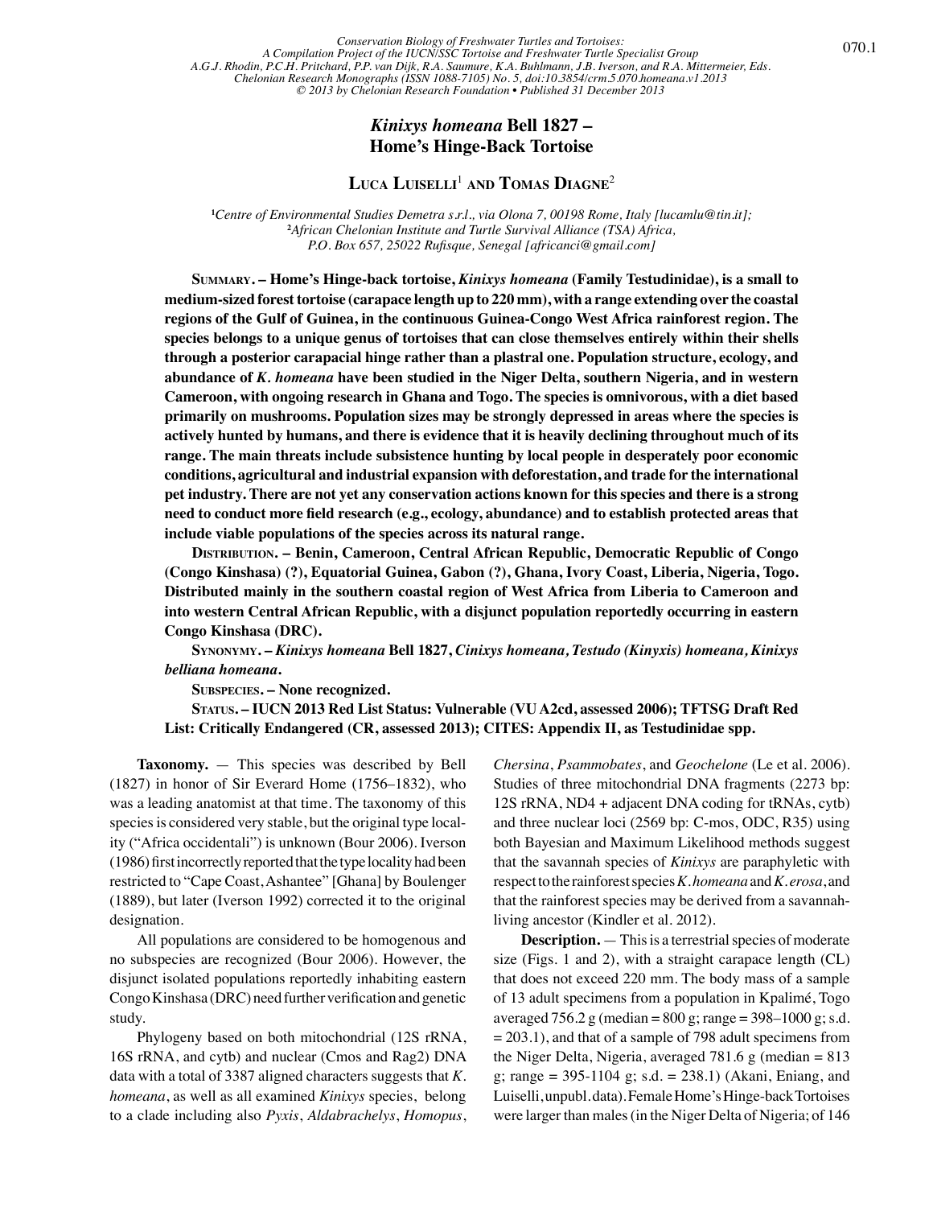*Conservation Biology of Freshwater Turtles and Tortoises: A Compilation Project of the IUCN/SSC Tortoise and Freshwater Turtle Specialist Group*
*A.G.J. Rhodin, P.C.H. Pritchard, P.P. van Dijk, R.A. Saumure, K.A. Buhlmann, J.B. Iverson, and R.A. Mittermeier, Eds.*
*Chelonian Research Monographs (ISSN 1088-7105) No. 5, doi:10.3854/crm.5.070.homeana.v1.2013*
*© 2013 by Chelonian Research Foundation • Published 31 December 2013*

# *Kinixys homeana* Bell 1827 – Home's Hinge-Back Tortoise

**Luca Luiselli**[1] **and Tomas Diagne**[2]

[1] *Centre of Environmental Studies Demetra s.r.l., via Olona 7, 00198 Rome, Italy [lucamlu@tin.it];*
[2] *African Chelonian Institute and Turtle Survival Alliance (TSA) Africa, P.O. Box 657, 25022 Rufisque, Senegal [africanci@gmail.com]*

**Summary. – Home's Hinge-back tortoise, *Kinixys homeana* (Family Testudinidae), is a small to medium-sized forest tortoise (carapace length up to 220 mm), with a range extending over the coastal regions of the Gulf of Guinea, in the continuous Guinea-Congo West Africa rainforest region. The species belongs to a unique genus of tortoises that can close themselves entirely within their shells through a posterior carapacial hinge rather than a plastral one. Population structure, ecology, and abundance of *K. homeana* have been studied in the Niger Delta, southern Nigeria, and in western Cameroon, with ongoing research in Ghana and Togo. The species is omnivorous, with a diet based primarily on mushrooms. Population sizes may be strongly depressed in areas where the species is actively hunted by humans, and there is evidence that it is heavily declining throughout much of its range. The main threats include subsistence hunting by local people in desperately poor economic conditions, agricultural and industrial expansion with deforestation, and trade for the international pet industry. There are not yet any conservation actions known for this species and there is a strong need to conduct more field research (e.g., ecology, abundance) and to establish protected areas that include viable populations of the species across its natural range.**

**Distribution. – Benin, Cameroon, Central African Republic, Democratic Republic of Congo (Congo Kinshasa) (?), Equatorial Guinea, Gabon (?), Ghana, Ivory Coast, Liberia, Nigeria, Togo. Distributed mainly in the southern coastal region of West Africa from Liberia to Cameroon and into western Central African Republic, with a disjunct population reportedly occurring in eastern Congo Kinshasa (DRC).**

**Synonymy. – *Kinixys homeana* Bell 1827, *Cinixys homeana*, *Testudo (Kinyxis) homeana*, *Kinixys belliana homeana*.**

**Subspecies. – None recognized.**

**Status. – IUCN 2013 Red List Status: Vulnerable (VU A2cd, assessed 2006); TFTSG Draft Red List: Critically Endangered (CR, assessed 2013); CITES: Appendix II, as Testudinidae spp.**

**Taxonomy.** — This species was described by Bell (1827) in honor of Sir Everard Home (1756–1832), who was a leading anatomist at that time. The taxonomy of this species is considered very stable, but the original type locality ("Africa occidentali") is unknown (Bour 2006). Iverson (1986) first incorrectly reported that the type locality had been restricted to "Cape Coast, Ashantee" [Ghana] by Boulenger (1889), but later (Iverson 1992) corrected it to the original designation.

All populations are considered to be homogenous and no subspecies are recognized (Bour 2006). However, the disjunct isolated populations reportedly inhabiting eastern Congo Kinshasa (DRC) need further verification and genetic study.

Phylogeny based on both mitochondrial (12S rRNA, 16S rRNA, and cytb) and nuclear (Cmos and Rag2) DNA data with a total of 3387 aligned characters suggests that *K. homeana*, as well as all examined *Kinixys* species, belong to a clade including also *Pyxis*, *Aldabrachelys*, *Homopus*, *Chersina*, *Psammobates*, and *Geochelone* (Le et al. 2006). Studies of three mitochondrial DNA fragments (2273 bp: 12S rRNA, ND4 + adjacent DNA coding for tRNAs, cytb) and three nuclear loci (2569 bp: C-mos, ODC, R35) using both Bayesian and Maximum Likelihood methods suggest that the savannah species of *Kinixys* are paraphyletic with respect to the rainforest species *K. homeana* and *K. erosa*, and that the rainforest species may be derived from a savannah-living ancestor (Kindler et al. 2012).

**Description.** — This is a terrestrial species of moderate size (Figs. 1 and 2), with a straight carapace length (CL) that does not exceed 220 mm. The body mass of a sample of 13 adult specimens from a population in Kpalimé, Togo averaged 756.2 g (median = 800 g; range = 398–1000 g; s.d. = 203.1), and that of a sample of 798 adult specimens from the Niger Delta, Nigeria, averaged 781.6 g (median = 813 g; range = 395-1104 g; s.d. = 238.1) (Akani, Eniang, and Luiselli, unpubl. data). Female Home's Hinge-back Tortoises were larger than males (in the Niger Delta of Nigeria; of 146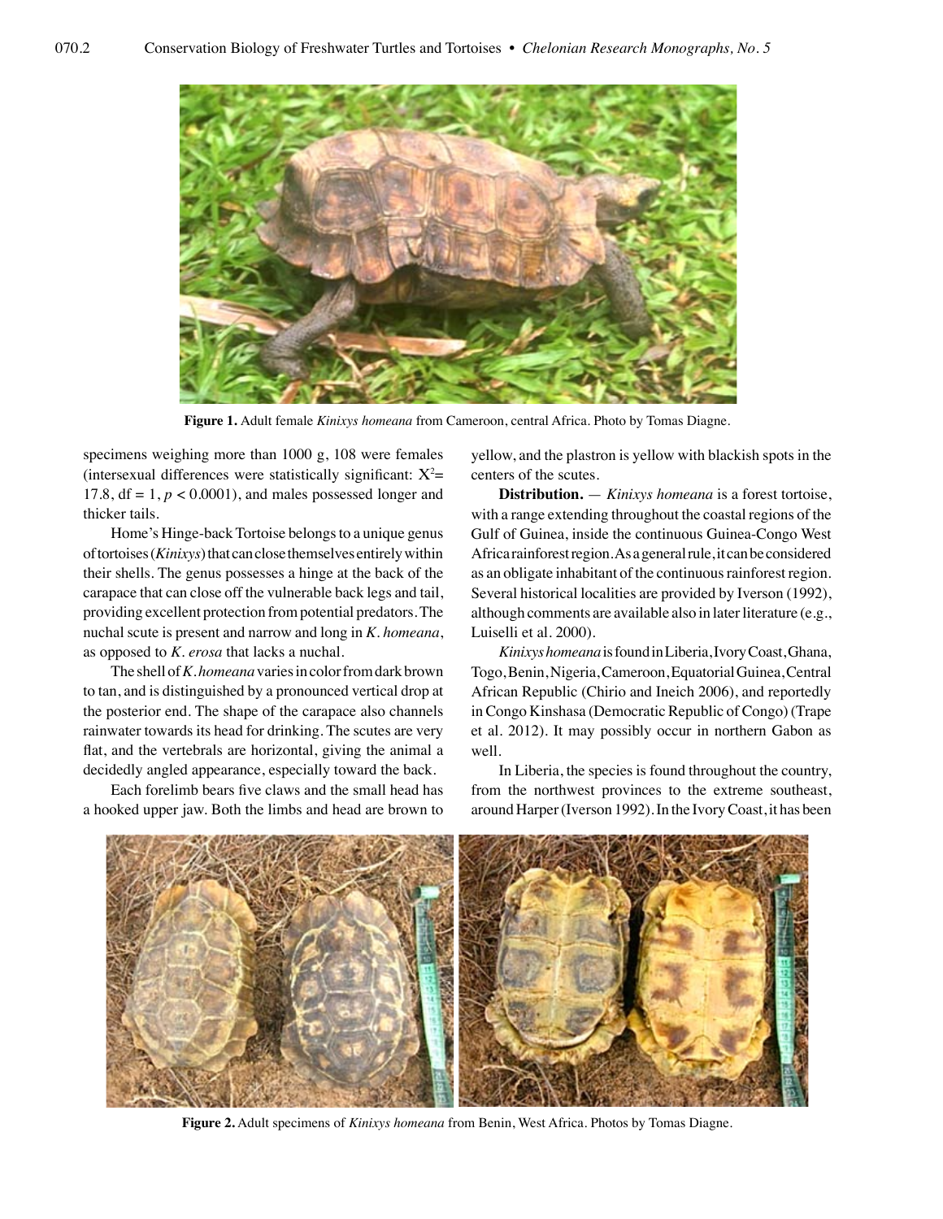**Figure 1.** Adult female *Kinixys homeana* from Cameroon, central Africa. Photo by Tomas Diagne.

specimens weighing more than 1000 g, 108 were females (intersexual differences were statistically significant: $X^2$= 17.8, df = 1, $p < 0.0001$), and males possessed longer and thicker tails.

Home's Hinge-back Tortoise belongs to a unique genus of tortoises (*Kinixys*) that can close themselves entirely within their shells. The genus possesses a hinge at the back of the carapace that can close off the vulnerable back legs and tail, providing excellent protection from potential predators. The nuchal scute is present and narrow and long in *K. homeana*, as opposed to *K. erosa* that lacks a nuchal.

The shell of *K. homeana* varies in color from dark brown to tan, and is distinguished by a pronounced vertical drop at the posterior end. The shape of the carapace also channels rainwater towards its head for drinking. The scutes are very flat, and the vertebrals are horizontal, giving the animal a decidedly angled appearance, especially toward the back.

Each forelimb bears five claws and the small head has a hooked upper jaw. Both the limbs and head are brown to yellow, and the plastron is yellow with blackish spots in the centers of the scutes.

**Distribution.** — *Kinixys homeana* is a forest tortoise, with a range extending throughout the coastal regions of the Gulf of Guinea, inside the continuous Guinea-Congo West Africa rainforest region. As a general rule, it can be considered as an obligate inhabitant of the continuous rainforest region. Several historical localities are provided by Iverson (1992), although comments are available also in later literature (e.g., Luiselli et al. 2000).

*Kinixys homeana* is found in Liberia, Ivory Coast, Ghana, Togo, Benin, Nigeria, Cameroon, Equatorial Guinea, Central African Republic (Chirio and Ineich 2006), and reportedly in Congo Kinshasa (Democratic Republic of Congo) (Trape et al. 2012). It may possibly occur in northern Gabon as well.

In Liberia, the species is found throughout the country, from the northwest provinces to the extreme southeast, around Harper (Iverson 1992). In the Ivory Coast, it has been

**Figure 2.** Adult specimens of *Kinixys homeana* from Benin, West Africa. Photos by Tomas Diagne.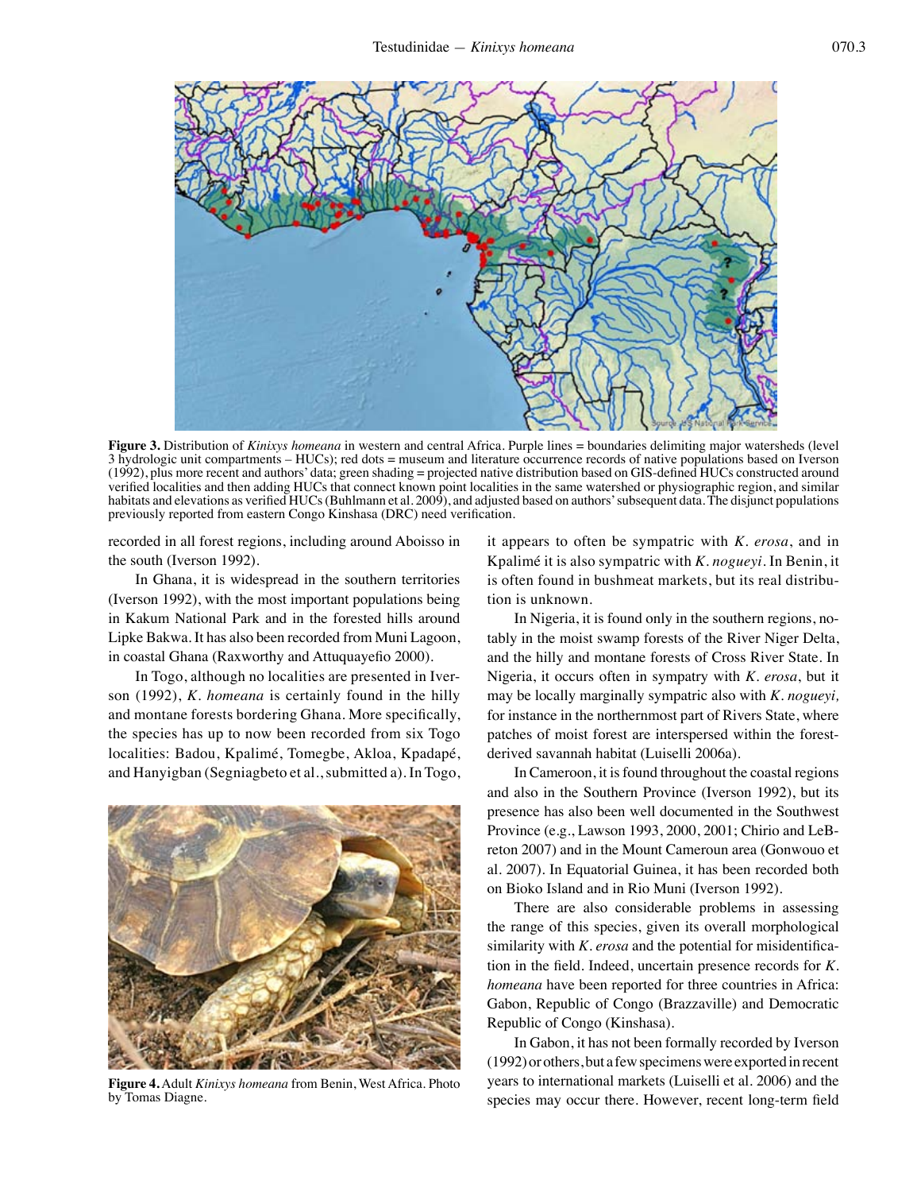Figure 3. Distribution of *Kinixys homeana* in western and central Africa. Purple lines = boundaries delimiting major watersheds (level 3 hydrologic unit compartments – HUCs); red dots = museum and literature occurrence records of native populations based on Iverson (1992), plus more recent and authors' data; green shading = projected native distribution based on GIS-defined HUCs constructed around verified localities and then adding HUCs that connect known point localities in the same watershed or physiographic region, and similar habitats and elevations as verified HUCs (Buhlmann et al. 2009), and adjusted based on authors' subsequent data. The disjunct populations previously reported from eastern Congo Kinshasa (DRC) need verification.

recorded in all forest regions, including around Aboisso in the south (Iverson 1992).

In Ghana, it is widespread in the southern territories (Iverson 1992), with the most important populations being in Kakum National Park and in the forested hills around Lipke Bakwa. It has also been recorded from Muni Lagoon, in coastal Ghana (Raxworthy and Attuquayefio 2000).

In Togo, although no localities are presented in Iverson (1992), *K. homeana* is certainly found in the hilly and montane forests bordering Ghana. More specifically, the species has up to now been recorded from six Togo localities: Badou, Kpalimé, Tomegbe, Akloa, Kpadapé, and Hanyigban (Segniagbeto et al., submitted a). In Togo, it appears to often be sympatric with *K. erosa*, and in Kpalimé it is also sympatric with *K. nogueyi*. In Benin, it is often found in bushmeat markets, but its real distribution is unknown.

Figure 4. Adult *Kinixys homeana* from Benin, West Africa. Photo by Tomas Diagne.

In Nigeria, it is found only in the southern regions, notably in the moist swamp forests of the River Niger Delta, and the hilly and montane forests of Cross River State. In Nigeria, it occurs often in sympatry with *K. erosa*, but it may be locally marginally sympatric also with *K. nogueyi,* for instance in the northernmost part of Rivers State, where patches of moist forest are interspersed within the forest-derived savannah habitat (Luiselli 2006a).

In Cameroon, it is found throughout the coastal regions and also in the Southern Province (Iverson 1992), but its presence has also been well documented in the Southwest Province (e.g., Lawson 1993, 2000, 2001; Chirio and LeBreton 2007) and in the Mount Cameroun area (Gonwouo et al. 2007). In Equatorial Guinea, it has been recorded both on Bioko Island and in Rio Muni (Iverson 1992).

There are also considerable problems in assessing the range of this species, given its overall morphological similarity with *K. erosa* and the potential for misidentification in the field. Indeed, uncertain presence records for *K. homeana* have been reported for three countries in Africa: Gabon, Republic of Congo (Brazzaville) and Democratic Republic of Congo (Kinshasa).

In Gabon, it has not been formally recorded by Iverson (1992) or others, but a few specimens were exported in recent years to international markets (Luiselli et al. 2006) and the species may occur there. However, recent long-term field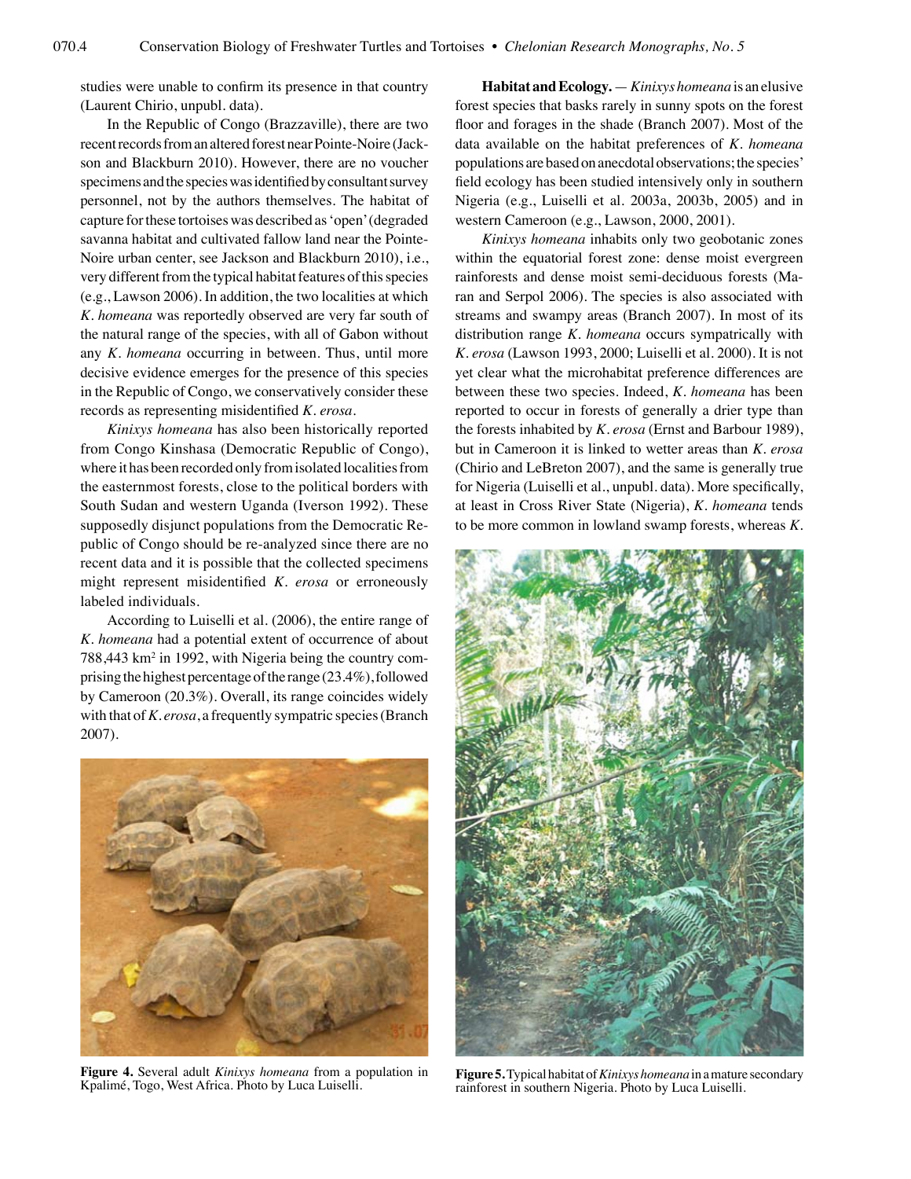studies were unable to confirm its presence in that country (Laurent Chirio, unpubl. data).

In the Republic of Congo (Brazzaville), there are two recent records from an altered forest near Pointe-Noire (Jackson and Blackburn 2010). However, there are no voucher specimens and the species was identified by consultant survey personnel, not by the authors themselves. The habitat of capture for these tortoises was described as 'open' (degraded savanna habitat and cultivated fallow land near the Pointe-Noire urban center, see Jackson and Blackburn 2010), i.e., very different from the typical habitat features of this species (e.g., Lawson 2006). In addition, the two localities at which *K. homeana* was reportedly observed are very far south of the natural range of the species, with all of Gabon without any *K. homeana* occurring in between. Thus, until more decisive evidence emerges for the presence of this species in the Republic of Congo, we conservatively consider these records as representing misidentified *K. erosa*.

*Kinixys homeana* has also been historically reported from Congo Kinshasa (Democratic Republic of Congo), where it has been recorded only from isolated localities from the easternmost forests, close to the political borders with South Sudan and western Uganda (Iverson 1992). These supposedly disjunct populations from the Democratic Republic of Congo should be re-analyzed since there are no recent data and it is possible that the collected specimens might represent misidentified *K. erosa* or erroneously labeled individuals.

According to Luiselli et al. (2006), the entire range of *K. homeana* had a potential extent of occurrence of about 788,443 km$^2$ in 1992, with Nigeria being the country comprising the highest percentage of the range (23.4%), followed by Cameroon (20.3%). Overall, its range coincides widely with that of *K. erosa*, a frequently sympatric species (Branch 2007).

**Figure 4.** Several adult *Kinixys homeana* from a population in Kpalimé, Togo, West Africa. Photo by Luca Luiselli.

**Habitat and Ecology.** — *Kinixys homeana* is an elusive forest species that basks rarely in sunny spots on the forest floor and forages in the shade (Branch 2007). Most of the data available on the habitat preferences of *K. homeana* populations are based on anecdotal observations; the species' field ecology has been studied intensively only in southern Nigeria (e.g., Luiselli et al. 2003a, 2003b, 2005) and in western Cameroon (e.g., Lawson, 2000, 2001).

*Kinixys homeana* inhabits only two geobotanic zones within the equatorial forest zone: dense moist evergreen rainforests and dense moist semi-deciduous forests (Maran and Serpol 2006). The species is also associated with streams and swampy areas (Branch 2007). In most of its distribution range *K. homeana* occurs sympatrically with *K. erosa* (Lawson 1993, 2000; Luiselli et al. 2000). It is not yet clear what the microhabitat preference differences are between these two species. Indeed, *K. homeana* has been reported to occur in forests of generally a drier type than the forests inhabited by *K. erosa* (Ernst and Barbour 1989), but in Cameroon it is linked to wetter areas than *K. erosa* (Chirio and LeBreton 2007), and the same is generally true for Nigeria (Luiselli et al., unpubl. data). More specifically, at least in Cross River State (Nigeria), *K. homeana* tends to be more common in lowland swamp forests, whereas *K.*

**Figure 5.** Typical habitat of *Kinixys homeana* in a mature secondary rainforest in southern Nigeria. Photo by Luca Luiselli.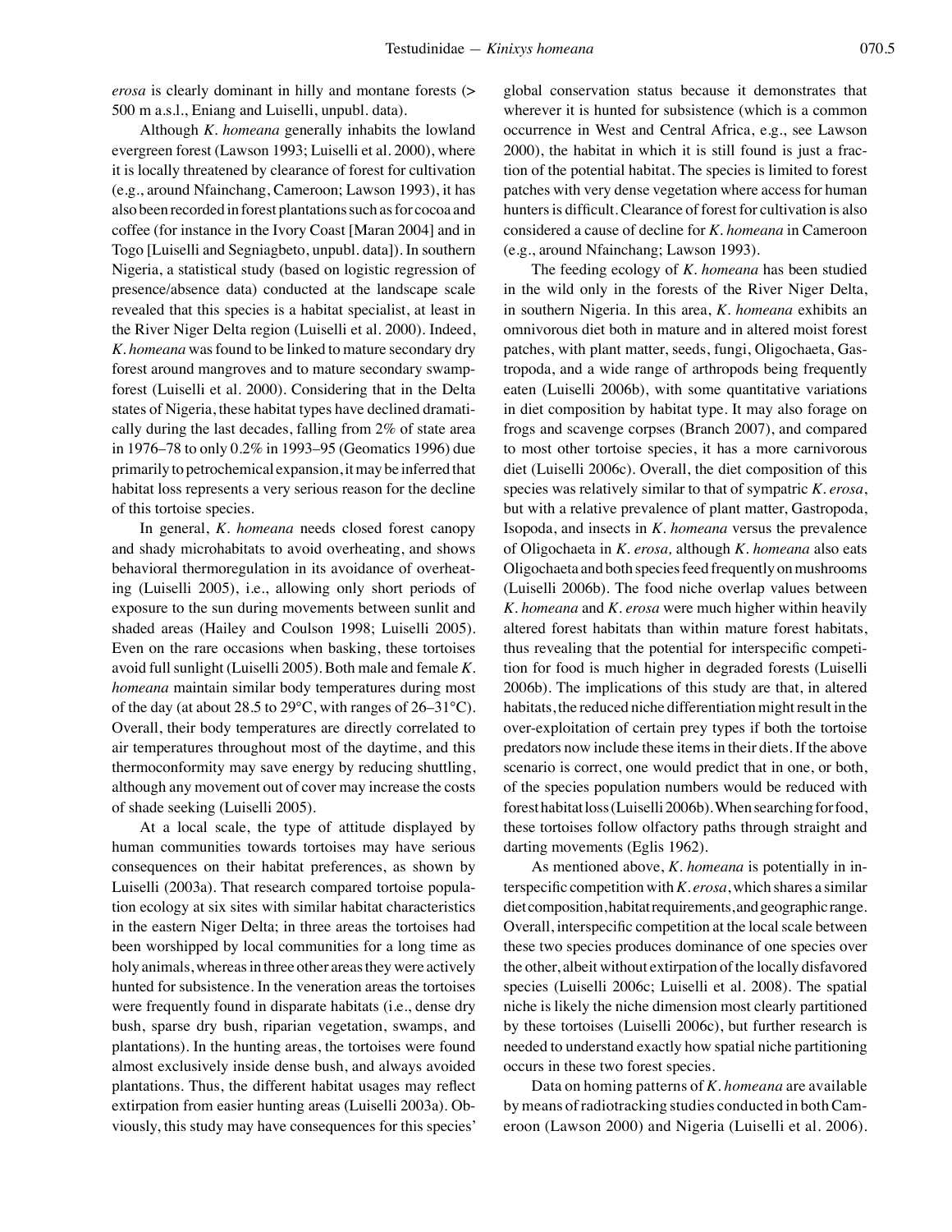*erosa* is clearly dominant in hilly and montane forests (> 500 m a.s.l., Eniang and Luiselli, unpubl. data).

Although *K. homeana* generally inhabits the lowland evergreen forest (Lawson 1993; Luiselli et al. 2000), where it is locally threatened by clearance of forest for cultivation (e.g., around Nfainchang, Cameroon; Lawson 1993), it has also been recorded in forest plantations such as for cocoa and coffee (for instance in the Ivory Coast [Maran 2004] and in Togo [Luiselli and Segniagbeto, unpubl. data]). In southern Nigeria, a statistical study (based on logistic regression of presence/absence data) conducted at the landscape scale revealed that this species is a habitat specialist, at least in the River Niger Delta region (Luiselli et al. 2000). Indeed, *K. homeana* was found to be linked to mature secondary dry forest around mangroves and to mature secondary swamp-forest (Luiselli et al. 2000). Considering that in the Delta states of Nigeria, these habitat types have declined dramatically during the last decades, falling from 2% of state area in 1976–78 to only 0.2% in 1993–95 (Geomatics 1996) due primarily to petrochemical expansion, it may be inferred that habitat loss represents a very serious reason for the decline of this tortoise species.

In general, *K. homeana* needs closed forest canopy and shady microhabitats to avoid overheating, and shows behavioral thermoregulation in its avoidance of overheating (Luiselli 2005), i.e., allowing only short periods of exposure to the sun during movements between sunlit and shaded areas (Hailey and Coulson 1998; Luiselli 2005). Even on the rare occasions when basking, these tortoises avoid full sunlight (Luiselli 2005). Both male and female *K. homeana* maintain similar body temperatures during most of the day (at about 28.5 to 29°C, with ranges of 26–31°C). Overall, their body temperatures are directly correlated to air temperatures throughout most of the daytime, and this thermoconformity may save energy by reducing shuttling, although any movement out of cover may increase the costs of shade seeking (Luiselli 2005).

At a local scale, the type of attitude displayed by human communities towards tortoises may have serious consequences on their habitat preferences, as shown by Luiselli (2003a). That research compared tortoise population ecology at six sites with similar habitat characteristics in the eastern Niger Delta; in three areas the tortoises had been worshipped by local communities for a long time as holy animals, whereas in three other areas they were actively hunted for subsistence. In the veneration areas the tortoises were frequently found in disparate habitats (i.e., dense dry bush, sparse dry bush, riparian vegetation, swamps, and plantations). In the hunting areas, the tortoises were found almost exclusively inside dense bush, and always avoided plantations. Thus, the different habitat usages may reflect extirpation from easier hunting areas (Luiselli 2003a). Obviously, this study may have consequences for this species' global conservation status because it demonstrates that wherever it is hunted for subsistence (which is a common occurrence in West and Central Africa, e.g., see Lawson 2000), the habitat in which it is still found is just a fraction of the potential habitat. The species is limited to forest patches with very dense vegetation where access for human hunters is difficult. Clearance of forest for cultivation is also considered a cause of decline for *K. homeana* in Cameroon (e.g., around Nfainchang; Lawson 1993).

The feeding ecology of *K. homeana* has been studied in the wild only in the forests of the River Niger Delta, in southern Nigeria. In this area, *K. homeana* exhibits an omnivorous diet both in mature and in altered moist forest patches, with plant matter, seeds, fungi, Oligochaeta, Gastropoda, and a wide range of arthropods being frequently eaten (Luiselli 2006b), with some quantitative variations in diet composition by habitat type. It may also forage on frogs and scavenge corpses (Branch 2007), and compared to most other tortoise species, it has a more carnivorous diet (Luiselli 2006c). Overall, the diet composition of this species was relatively similar to that of sympatric *K. erosa*, but with a relative prevalence of plant matter, Gastropoda, Isopoda, and insects in *K. homeana* versus the prevalence of Oligochaeta in *K. erosa,* although *K. homeana* also eats Oligochaeta and both species feed frequently on mushrooms (Luiselli 2006b). The food niche overlap values between *K. homeana* and *K. erosa* were much higher within heavily altered forest habitats than within mature forest habitats, thus revealing that the potential for interspecific competition for food is much higher in degraded forests (Luiselli 2006b). The implications of this study are that, in altered habitats, the reduced niche differentiation might result in the over-exploitation of certain prey types if both the tortoise predators now include these items in their diets. If the above scenario is correct, one would predict that in one, or both, of the species population numbers would be reduced with forest habitat loss (Luiselli 2006b). When searching for food, these tortoises follow olfactory paths through straight and darting movements (Eglis 1962).

As mentioned above, *K. homeana* is potentially in interspecific competition with *K. erosa*, which shares a similar diet composition, habitat requirements, and geographic range. Overall, interspecific competition at the local scale between these two species produces dominance of one species over the other, albeit without extirpation of the locally disfavored species (Luiselli 2006c; Luiselli et al. 2008). The spatial niche is likely the niche dimension most clearly partitioned by these tortoises (Luiselli 2006c), but further research is needed to understand exactly how spatial niche partitioning occurs in these two forest species.

Data on homing patterns of *K. homeana* are available by means of radiotracking studies conducted in both Cameroon (Lawson 2000) and Nigeria (Luiselli et al. 2006).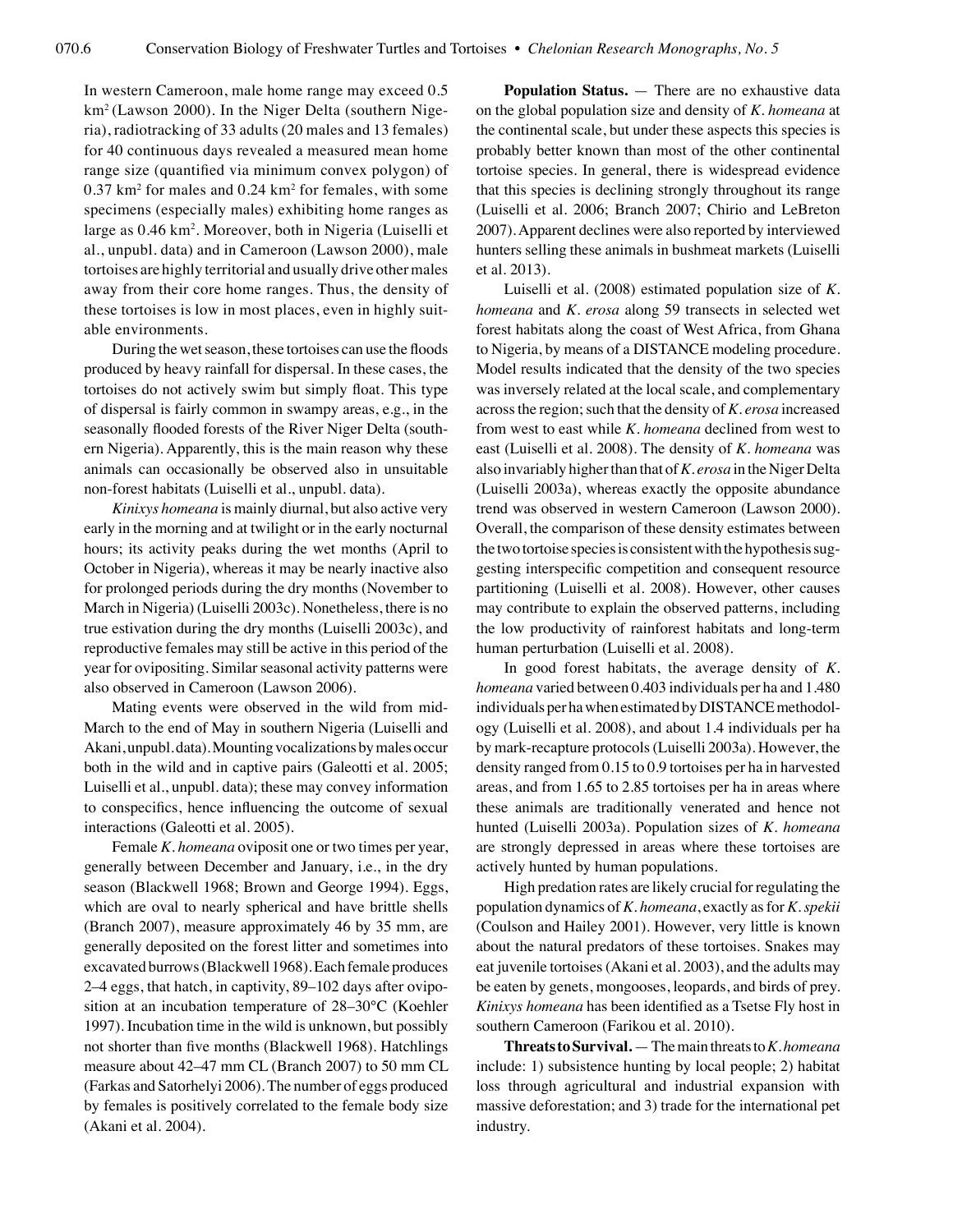In western Cameroon, male home range may exceed 0.5 $km^2$ (Lawson 2000). In the Niger Delta (southern Nigeria), radiotracking of 33 adults (20 males and 13 females) for 40 continuous days revealed a measured mean home range size (quantified via minimum convex polygon) of 0.37 $km^2$ for males and 0.24 $km^2$ for females, with some specimens (especially males) exhibiting home ranges as large as 0.46 $km^2$. Moreover, both in Nigeria (Luiselli et al., unpubl. data) and in Cameroon (Lawson 2000), male tortoises are highly territorial and usually drive other males away from their core home ranges. Thus, the density of these tortoises is low in most places, even in highly suitable environments.

During the wet season, these tortoises can use the floods produced by heavy rainfall for dispersal. In these cases, the tortoises do not actively swim but simply float. This type of dispersal is fairly common in swampy areas, e.g., in the seasonally flooded forests of the River Niger Delta (southern Nigeria). Apparently, this is the main reason why these animals can occasionally be observed also in unsuitable non-forest habitats (Luiselli et al., unpubl. data).

*Kinixys homeana* is mainly diurnal, but also active very early in the morning and at twilight or in the early nocturnal hours; its activity peaks during the wet months (April to October in Nigeria), whereas it may be nearly inactive also for prolonged periods during the dry months (November to March in Nigeria) (Luiselli 2003c). Nonetheless, there is no true estivation during the dry months (Luiselli 2003c), and reproductive females may still be active in this period of the year for ovipositing. Similar seasonal activity patterns were also observed in Cameroon (Lawson 2006).

Mating events were observed in the wild from mid-March to the end of May in southern Nigeria (Luiselli and Akani, unpubl. data). Mounting vocalizations by males occur both in the wild and in captive pairs (Galeotti et al. 2005; Luiselli et al., unpubl. data); these may convey information to conspecifics, hence influencing the outcome of sexual interactions (Galeotti et al. 2005).

Female *K. homeana* oviposit one or two times per year, generally between December and January, i.e., in the dry season (Blackwell 1968; Brown and George 1994). Eggs, which are oval to nearly spherical and have brittle shells (Branch 2007), measure approximately 46 by 35 mm, are generally deposited on the forest litter and sometimes into excavated burrows (Blackwell 1968). Each female produces 2–4 eggs, that hatch, in captivity, 89–102 days after oviposition at an incubation temperature of 28–30°C (Koehler 1997). Incubation time in the wild is unknown, but possibly not shorter than five months (Blackwell 1968). Hatchlings measure about 42–47 mm CL (Branch 2007) to 50 mm CL (Farkas and Satorhelyi 2006). The number of eggs produced by females is positively correlated to the female body size (Akani et al. 2004).

**Population Status.** — There are no exhaustive data on the global population size and density of *K. homeana* at the continental scale, but under these aspects this species is probably better known than most of the other continental tortoise species. In general, there is widespread evidence that this species is declining strongly throughout its range (Luiselli et al. 2006; Branch 2007; Chirio and LeBreton 2007). Apparent declines were also reported by interviewed hunters selling these animals in bushmeat markets (Luiselli et al. 2013).

Luiselli et al. (2008) estimated population size of *K. homeana* and *K. erosa* along 59 transects in selected wet forest habitats along the coast of West Africa, from Ghana to Nigeria, by means of a DISTANCE modeling procedure. Model results indicated that the density of the two species was inversely related at the local scale, and complementary across the region; such that the density of *K. erosa* increased from west to east while *K. homeana* declined from west to east (Luiselli et al. 2008). The density of *K. homeana* was also invariably higher than that of *K. erosa* in the Niger Delta (Luiselli 2003a), whereas exactly the opposite abundance trend was observed in western Cameroon (Lawson 2000). Overall, the comparison of these density estimates between the two tortoise species is consistent with the hypothesis suggesting interspecific competition and consequent resource partitioning (Luiselli et al. 2008). However, other causes may contribute to explain the observed patterns, including the low productivity of rainforest habitats and long-term human perturbation (Luiselli et al. 2008).

In good forest habitats, the average density of *K. homeana* varied between 0.403 individuals per ha and 1.480 individuals per ha when estimated by DISTANCE methodology (Luiselli et al. 2008), and about 1.4 individuals per ha by mark-recapture protocols (Luiselli 2003a). However, the density ranged from 0.15 to 0.9 tortoises per ha in harvested areas, and from 1.65 to 2.85 tortoises per ha in areas where these animals are traditionally venerated and hence not hunted (Luiselli 2003a). Population sizes of *K. homeana* are strongly depressed in areas where these tortoises are actively hunted by human populations.

High predation rates are likely crucial for regulating the population dynamics of *K. homeana*, exactly as for *K. spekii* (Coulson and Hailey 2001). However, very little is known about the natural predators of these tortoises. Snakes may eat juvenile tortoises (Akani et al. 2003), and the adults may be eaten by genets, mongooses, leopards, and birds of prey. *Kinixys homeana* has been identified as a Tsetse Fly host in southern Cameroon (Farikou et al. 2010).

**Threats to Survival.** — The main threats to *K. homeana* include: 1) subsistence hunting by local people; 2) habitat loss through agricultural and industrial expansion with massive deforestation; and 3) trade for the international pet industry.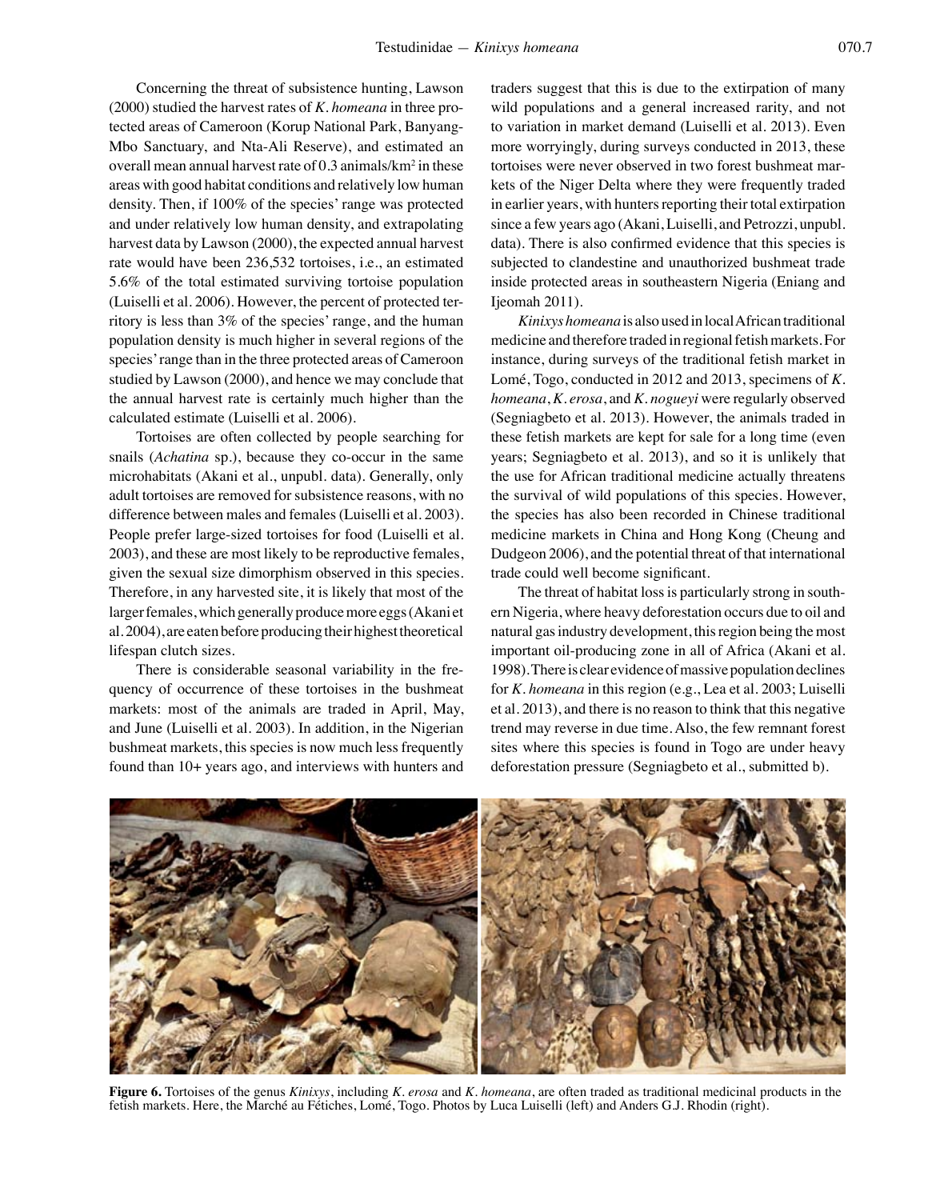Concerning the threat of subsistence hunting, Lawson (2000) studied the harvest rates of *K. homeana* in three protected areas of Cameroon (Korup National Park, Banyang-Mbo Sanctuary, and Nta-Ali Reserve), and estimated an overall mean annual harvest rate of 0.3 animals/km$^2$ in these areas with good habitat conditions and relatively low human density. Then, if 100% of the species' range was protected and under relatively low human density, and extrapolating harvest data by Lawson (2000), the expected annual harvest rate would have been 236,532 tortoises, i.e., an estimated 5.6% of the total estimated surviving tortoise population (Luiselli et al. 2006). However, the percent of protected territory is less than 3% of the species' range, and the human population density is much higher in several regions of the species' range than in the three protected areas of Cameroon studied by Lawson (2000), and hence we may conclude that the annual harvest rate is certainly much higher than the calculated estimate (Luiselli et al. 2006).

Tortoises are often collected by people searching for snails (*Achatina* sp.), because they co-occur in the same microhabitats (Akani et al., unpubl. data). Generally, only adult tortoises are removed for subsistence reasons, with no difference between males and females (Luiselli et al. 2003). People prefer large-sized tortoises for food (Luiselli et al. 2003), and these are most likely to be reproductive females, given the sexual size dimorphism observed in this species. Therefore, in any harvested site, it is likely that most of the larger females, which generally produce more eggs (Akani et al. 2004), are eaten before producing their highest theoretical lifespan clutch sizes.

There is considerable seasonal variability in the frequency of occurrence of these tortoises in the bushmeat markets: most of the animals are traded in April, May, and June (Luiselli et al. 2003). In addition, in the Nigerian bushmeat markets, this species is now much less frequently found than 10+ years ago, and interviews with hunters and traders suggest that this is due to the extirpation of many wild populations and a general increased rarity, and not to variation in market demand (Luiselli et al. 2013). Even more worryingly, during surveys conducted in 2013, these tortoises were never observed in two forest bushmeat markets of the Niger Delta where they were frequently traded in earlier years, with hunters reporting their total extirpation since a few years ago (Akani, Luiselli, and Petrozzi, unpubl. data). There is also confirmed evidence that this species is subjected to clandestine and unauthorized bushmeat trade inside protected areas in southeastern Nigeria (Eniang and Ijeomah 2011).

*Kinixys homeana* is also used in local African traditional medicine and therefore traded in regional fetish markets. For instance, during surveys of the traditional fetish market in Lomé, Togo, conducted in 2012 and 2013, specimens of *K. homeana*, *K. erosa*, and *K. nogueyi* were regularly observed (Segniagbeto et al. 2013). However, the animals traded in these fetish markets are kept for sale for a long time (even years; Segniagbeto et al. 2013), and so it is unlikely that the use for African traditional medicine actually threatens the survival of wild populations of this species. However, the species has also been recorded in Chinese traditional medicine markets in China and Hong Kong (Cheung and Dudgeon 2006), and the potential threat of that international trade could well become significant.

The threat of habitat loss is particularly strong in southern Nigeria, where heavy deforestation occurs due to oil and natural gas industry development, this region being the most important oil-producing zone in all of Africa (Akani et al. 1998). There is clear evidence of massive population declines for *K. homeana* in this region (e.g., Lea et al. 2003; Luiselli et al. 2013), and there is no reason to think that this negative trend may reverse in due time. Also, the few remnant forest sites where this species is found in Togo are under heavy deforestation pressure (Segniagbeto et al., submitted b).

**Figure 6.** Tortoises of the genus *Kinixys*, including *K. erosa* and *K. homeana*, are often traded as traditional medicinal products in the fetish markets. Here, the Marché au Fétiches, Lomé, Togo. Photos by Luca Luiselli (left) and Anders G.J. Rhodin (right).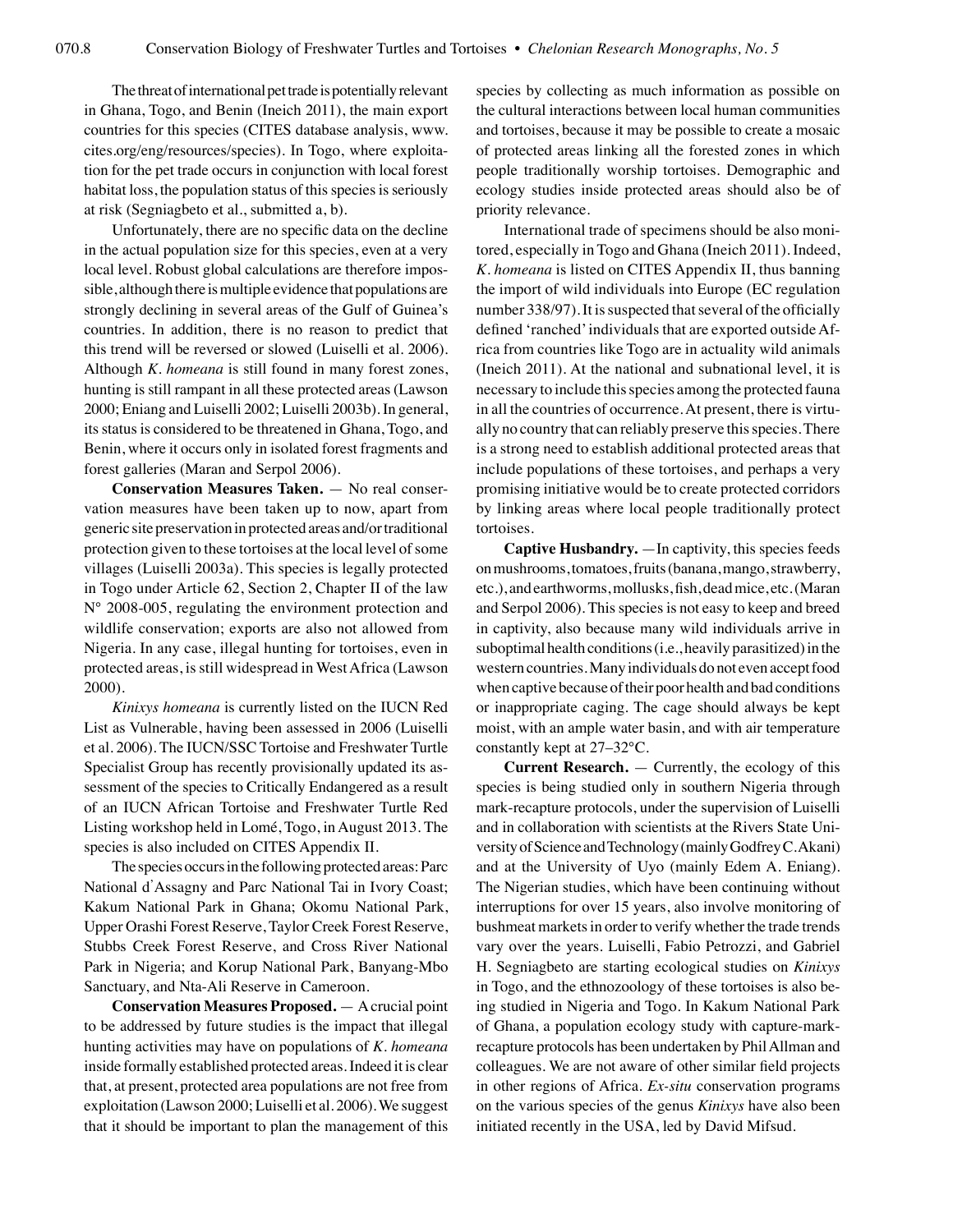The threat of international pet trade is potentially relevant in Ghana, Togo, and Benin (Ineich 2011), the main export countries for this species (CITES database analysis, www.cites.org/eng/resources/species). In Togo, where exploitation for the pet trade occurs in conjunction with local forest habitat loss, the population status of this species is seriously at risk (Segniagbeto et al., submitted a, b).

Unfortunately, there are no specific data on the decline in the actual population size for this species, even at a very local level. Robust global calculations are therefore impossible, although there is multiple evidence that populations are strongly declining in several areas of the Gulf of Guinea's countries. In addition, there is no reason to predict that this trend will be reversed or slowed (Luiselli et al. 2006). Although *K. homeana* is still found in many forest zones, hunting is still rampant in all these protected areas (Lawson 2000; Eniang and Luiselli 2002; Luiselli 2003b). In general, its status is considered to be threatened in Ghana, Togo, and Benin, where it occurs only in isolated forest fragments and forest galleries (Maran and Serpol 2006).

**Conservation Measures Taken.** — No real conservation measures have been taken up to now, apart from generic site preservation in protected areas and/or traditional protection given to these tortoises at the local level of some villages (Luiselli 2003a). This species is legally protected in Togo under Article 62, Section 2, Chapter II of the law N° 2008-005, regulating the environment protection and wildlife conservation; exports are also not allowed from Nigeria. In any case, illegal hunting for tortoises, even in protected areas, is still widespread in West Africa (Lawson 2000).

*Kinixys homeana* is currently listed on the IUCN Red List as Vulnerable, having been assessed in 2006 (Luiselli et al. 2006). The IUCN/SSC Tortoise and Freshwater Turtle Specialist Group has recently provisionally updated its assessment of the species to Critically Endangered as a result of an IUCN African Tortoise and Freshwater Turtle Red Listing workshop held in Lomé, Togo, in August 2013. The species is also included on CITES Appendix II.

The species occurs in the following protected areas: Parc National d'Assagny and Parc National Tai in Ivory Coast; Kakum National Park in Ghana; Okomu National Park, Upper Orashi Forest Reserve, Taylor Creek Forest Reserve, Stubbs Creek Forest Reserve, and Cross River National Park in Nigeria; and Korup National Park, Banyang-Mbo Sanctuary, and Nta-Ali Reserve in Cameroon.

**Conservation Measures Proposed.** — A crucial point to be addressed by future studies is the impact that illegal hunting activities may have on populations of *K. homeana* inside formally established protected areas. Indeed it is clear that, at present, protected area populations are not free from exploitation (Lawson 2000; Luiselli et al. 2006). We suggest that it should be important to plan the management of this species by collecting as much information as possible on the cultural interactions between local human communities and tortoises, because it may be possible to create a mosaic of protected areas linking all the forested zones in which people traditionally worship tortoises. Demographic and ecology studies inside protected areas should also be of priority relevance.

International trade of specimens should be also monitored, especially in Togo and Ghana (Ineich 2011). Indeed, *K. homeana* is listed on CITES Appendix II, thus banning the import of wild individuals into Europe (EC regulation number 338/97). It is suspected that several of the officially defined 'ranched' individuals that are exported outside Africa from countries like Togo are in actuality wild animals (Ineich 2011). At the national and subnational level, it is necessary to include this species among the protected fauna in all the countries of occurrence. At present, there is virtually no country that can reliably preserve this species. There is a strong need to establish additional protected areas that include populations of these tortoises, and perhaps a very promising initiative would be to create protected corridors by linking areas where local people traditionally protect tortoises.

**Captive Husbandry.** — In captivity, this species feeds on mushrooms, tomatoes, fruits (banana, mango, strawberry, etc.), and earthworms, mollusks, fish, dead mice, etc. (Maran and Serpol 2006). This species is not easy to keep and breed in captivity, also because many wild individuals arrive in suboptimal health conditions (i.e., heavily parasitized) in the western countries. Many individuals do not even accept food when captive because of their poor health and bad conditions or inappropriate caging. The cage should always be kept moist, with an ample water basin, and with air temperature constantly kept at 27–32°C.

**Current Research.** — Currently, the ecology of this species is being studied only in southern Nigeria through mark-recapture protocols, under the supervision of Luiselli and in collaboration with scientists at the Rivers State University of Science and Technology (mainly Godfrey C. Akani) and at the University of Uyo (mainly Edem A. Eniang). The Nigerian studies, which have been continuing without interruptions for over 15 years, also involve monitoring of bushmeat markets in order to verify whether the trade trends vary over the years. Luiselli, Fabio Petrozzi, and Gabriel H. Segniagbeto are starting ecological studies on *Kinixys* in Togo, and the ethnozoology of these tortoises is also being studied in Nigeria and Togo. In Kakum National Park of Ghana, a population ecology study with capture-mark-recapture protocols has been undertaken by Phil Allman and colleagues. We are not aware of other similar field projects in other regions of Africa. *Ex-situ* conservation programs on the various species of the genus *Kinixys* have also been initiated recently in the USA, led by David Mifsud.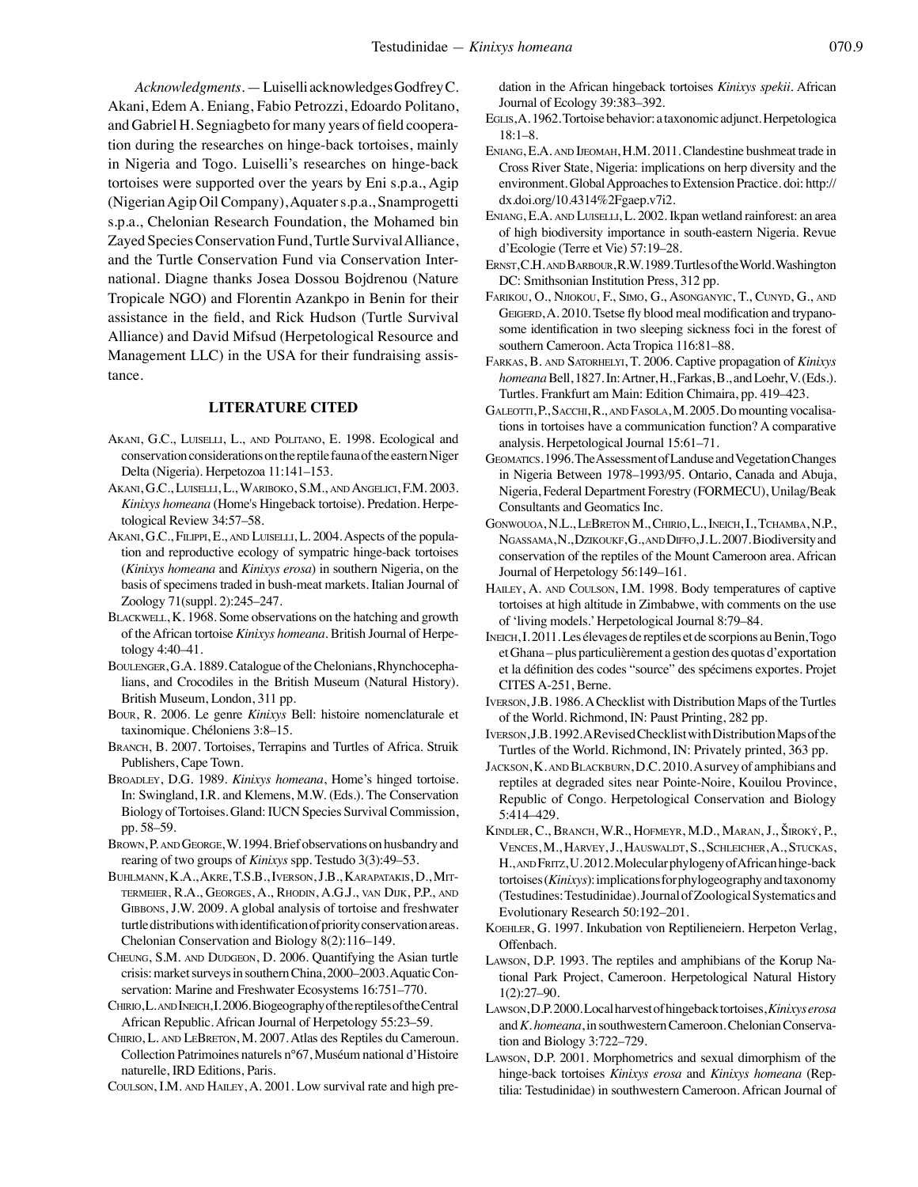*Acknowledgments*. — Luiselli acknowledges Godfrey C. Akani, Edem A. Eniang, Fabio Petrozzi, Edoardo Politano, and Gabriel H. Segniagbeto for many years of field cooperation during the researches on hinge-back tortoises, mainly in Nigeria and Togo. Luiselli's researches on hinge-back tortoises were supported over the years by Eni s.p.a., Agip (Nigerian Agip Oil Company), Aquater s.p.a., Snamprogetti s.p.a., Chelonian Research Foundation, the Mohamed bin Zayed Species Conservation Fund, Turtle Survival Alliance, and the Turtle Conservation Fund via Conservation International. Diagne thanks Josea Dossou Bojdrenou (Nature Tropicale NGO) and Florentin Azankpo in Benin for their assistance in the field, and Rick Hudson (Turtle Survival Alliance) and David Mifsud (Herpetological Resource and Management LLC) in the USA for their fundraising assistance.

## LITERATURE CITED

Akani, G.C., Luiselli, L., and Politano, E. 1998. Ecological and conservation considerations on the reptile fauna of the eastern Niger Delta (Nigeria). Herpetozoa 11:141–153.

Akani, G.C., Luiselli, L., Wariboko, S.M., and Angelici, F.M. 2003. *Kinixys homeana* (Home's Hingeback tortoise). Predation. Herpetological Review 34:57–58.

Akani, G.C., Filippi, E., and Luiselli, L. 2004. Aspects of the population and reproductive ecology of sympatric hinge-back tortoises (*Kinixys homeana* and *Kinixys erosa*) in southern Nigeria, on the basis of specimens traded in bush-meat markets. Italian Journal of Zoology 71(suppl. 2):245–247.

Blackwell, K. 1968. Some observations on the hatching and growth of the African tortoise *Kinixys homeana*. British Journal of Herpetology 4:40–41.

Boulenger, G.A. 1889. Catalogue of the Chelonians, Rhynchocephalians, and Crocodiles in the British Museum (Natural History). British Museum, London, 311 pp.

Bour, R. 2006. Le genre *Kinixys* Bell: histoire nomenclaturale et taxinomique. Chéloniens 3:8–15.

Branch, B. 2007. Tortoises, Terrapins and Turtles of Africa. Struik Publishers, Cape Town.

Broadley, D.G. 1989. *Kinixys homeana*, Home's hinged tortoise. In: Swingland, I.R. and Klemens, M.W. (Eds.). The Conservation Biology of Tortoises. Gland: IUCN Species Survival Commission, pp. 58–59.

Brown, P. and George, W. 1994. Brief observations on husbandry and rearing of two groups of *Kinixys* spp. Testudo 3(3):49–53.

Buhlmann, K.A., Akre, T.S.B., Iverson, J.B., Karapatakis, D., Mittermeier, R.A., Georges, A., Rhodin, A.G.J., van Dijk, P.P., and Gibbons, J.W. 2009. A global analysis of tortoise and freshwater turtle distributions with identification of priority conservation areas. Chelonian Conservation and Biology 8(2):116–149.

Cheung, S.M. and Dudgeon, D. 2006. Quantifying the Asian turtle crisis: market surveys in southern China, 2000–2003. Aquatic Conservation: Marine and Freshwater Ecosystems 16:751–770.

Chirio, L. and Ineich, I. 2006. Biogeography of the reptiles of the Central African Republic. African Journal of Herpetology 55:23–59.

Chirio, L. and LeBreton, M. 2007. Atlas des Reptiles du Cameroun. Collection Patrimoines naturels n°67, Muséum national d'Histoire naturelle, IRD Editions, Paris.

Coulson, I.M. and Hailey, A. 2001. Low survival rate and high predation in the African hingeback tortoises *Kinixys spekii*. African Journal of Ecology 39:383–392.

Eglis, A. 1962. Tortoise behavior: a taxonomic adjunct. Herpetologica 18:1–8.

Eniang, E.A. and Ijeomah, H.M. 2011. Clandestine bushmeat trade in Cross River State, Nigeria: implications on herp diversity and the environment. Global Approaches to Extension Practice. doi: http://dx.doi.org/10.4314%2Fgaep.v7i2.

Eniang, E.A. and Luiselli, L. 2002. Ikpan wetland rainforest: an area of high biodiversity importance in south-eastern Nigeria. Revue d'Ecologie (Terre et Vie) 57:19–28.

Ernst, C.H. and Barbour, R.W. 1989. Turtles of the World. Washington DC: Smithsonian Institution Press, 312 pp.

Farikou, O., Njiokou, F., Simo, G., Asonganyic, T., Cunyd, G., and Geigerd, A. 2010. Tsetse fly blood meal modification and trypanosome identification in two sleeping sickness foci in the forest of southern Cameroon. Acta Tropica 116:81–88.

Farkas, B. and Satorhelyi, T. 2006. Captive propagation of *Kinixys homeana* Bell, 1827. In: Artner, H., Farkas, B., and Loehr, V. (Eds.). Turtles. Frankfurt am Main: Edition Chimaira, pp. 419–423.

Galeotti, P., Sacchi, R., and Fasola, M. 2005. Do mounting vocalisations in tortoises have a communication function? A comparative analysis. Herpetological Journal 15:61–71.

Geomatics. 1996. The Assessment of Landuse and Vegetation Changes in Nigeria Between 1978–1993/95. Ontario, Canada and Abuja, Nigeria, Federal Department Forestry (FORMECU), Unilag/Beak Consultants and Geomatics Inc.

Gonwouoa, N.L., LeBreton M., Chirio, L., Ineich, I., Tchamba, N.P., Ngassama, N., Dzikoukf, G., and Diffo, J.L. 2007. Biodiversity and conservation of the reptiles of the Mount Cameroon area. African Journal of Herpetology 56:149–161.

Hailey, A. and Coulson, I.M. 1998. Body temperatures of captive tortoises at high altitude in Zimbabwe, with comments on the use of 'living models.' Herpetological Journal 8:79–84.

Ineich, I. 2011. Les élevages de reptiles et de scorpions au Benin, Togo et Ghana – plus particulièrement a gestion des quotas d'exportation et la définition des codes "source" des spécimens exportes. Projet CITES A-251, Berne.

Iverson, J.B. 1986. A Checklist with Distribution Maps of the Turtles of the World. Richmond, IN: Paust Printing, 282 pp.

Iverson, J.B. 1992. A Revised Checklist with Distribution Maps of the Turtles of the World. Richmond, IN: Privately printed, 363 pp.

Jackson, K. and Blackburn, D.C. 2010. A survey of amphibians and reptiles at degraded sites near Pointe-Noire, Kouilou Province, Republic of Congo. Herpetological Conservation and Biology 5:414–429.

Kindler, C., Branch, W.R., Hofmeyr, M.D., Maran, J., Široký, P., Vences, M., Harvey, J., Hauswaldt, S., Schleicher, A., Stuckas, H., and Fritz, U. 2012. Molecular phylogeny of African hinge-back tortoises (*Kinixys*): implications for phylogeography and taxonomy (Testudines: Testudinidae). Journal of Zoological Systematics and Evolutionary Research 50:192–201.

Koehler, G. 1997. Inkubation von Reptilieneiern. Herpeton Verlag, Offenbach.

Lawson, D.P. 1993. The reptiles and amphibians of the Korup National Park Project, Cameroon. Herpetological Natural History 1(2):27–90.

Lawson, D.P. 2000. Local harvest of hingeback tortoises, *Kinixys erosa* and *K. homeana*, in southwestern Cameroon. Chelonian Conservation and Biology 3:722–729.

Lawson, D.P. 2001. Morphometrics and sexual dimorphism of the hinge-back tortoises *Kinixys erosa* and *Kinixys homeana* (Reptilia: Testudinidae) in southwestern Cameroon. African Journal of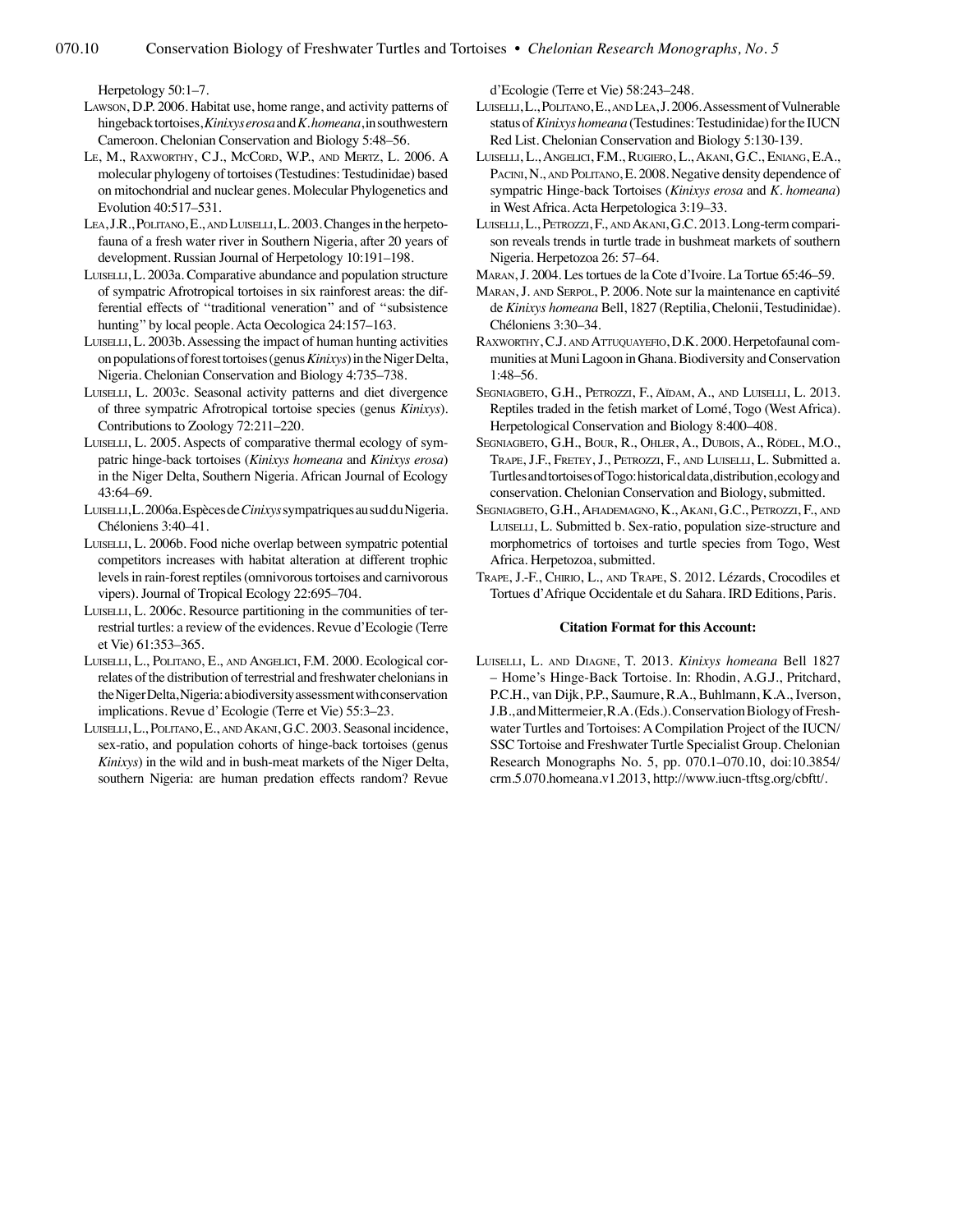Herpetology 50:1–7.

Lawson, D.P. 2006. Habitat use, home range, and activity patterns of hingeback tortoises, *Kinixys erosa* and *K. homeana*, in southwestern Cameroon. Chelonian Conservation and Biology 5:48–56.

Le, M., Raxworthy, C.J., McCord, W.P., and Mertz, L. 2006. A molecular phylogeny of tortoises (Testudines: Testudinidae) based on mitochondrial and nuclear genes. Molecular Phylogenetics and Evolution 40:517–531.

Lea, J.R., Politano, E., and Luiselli, L. 2003. Changes in the herpetofauna of a fresh water river in Southern Nigeria, after 20 years of development. Russian Journal of Herpetology 10:191–198.

Luiselli, L. 2003a. Comparative abundance and population structure of sympatric Afrotropical tortoises in six rainforest areas: the differential effects of "traditional veneration" and of "subsistence hunting" by local people. Acta Oecologica 24:157–163.

Luiselli, L. 2003b. Assessing the impact of human hunting activities on populations of forest tortoises (genus *Kinixys*) in the Niger Delta, Nigeria. Chelonian Conservation and Biology 4:735–738.

Luiselli, L. 2003c. Seasonal activity patterns and diet divergence of three sympatric Afrotropical tortoise species (genus *Kinixys*). Contributions to Zoology 72:211–220.

Luiselli, L. 2005. Aspects of comparative thermal ecology of sympatric hinge-back tortoises (*Kinixys homeana* and *Kinixys erosa*) in the Niger Delta, Southern Nigeria. African Journal of Ecology 43:64–69.

Luiselli, L. 2006a. Espèces de *Cinixys* sympatriques au sud du Nigeria. Chéloniens 3:40–41.

Luiselli, L. 2006b. Food niche overlap between sympatric potential competitors increases with habitat alteration at different trophic levels in rain-forest reptiles (omnivorous tortoises and carnivorous vipers). Journal of Tropical Ecology 22:695–704.

Luiselli, L. 2006c. Resource partitioning in the communities of terrestrial turtles: a review of the evidences. Revue d'Ecologie (Terre et Vie) 61:353–365.

Luiselli, L., Politano, E., and Angelici, F.M. 2000. Ecological correlates of the distribution of terrestrial and freshwater chelonians in the Niger Delta, Nigeria: a biodiversity assessment with conservation implications. Revue d' Ecologie (Terre et Vie) 55:3–23.

Luiselli, L., Politano, E., and Akani, G.C. 2003. Seasonal incidence, sex-ratio, and population cohorts of hinge-back tortoises (genus *Kinixys*) in the wild and in bush-meat markets of the Niger Delta, southern Nigeria: are human predation effects random? Revue d'Ecologie (Terre et Vie) 58:243–248.

Luiselli, L., Politano, E., and Lea, J. 2006. Assessment of Vulnerable status of *Kinixys homeana* (Testudines: Testudinidae) for the IUCN Red List. Chelonian Conservation and Biology 5:130-139.

Luiselli, L., Angelici, F.M., Rugiero, L., Akani, G.C., Eniang, E.A., Pacini, N., and Politano, E. 2008. Negative density dependence of sympatric Hinge-back Tortoises (*Kinixys erosa* and *K. homeana*) in West Africa. Acta Herpetologica 3:19–33.

Luiselli, L., Petrozzi, F., and Akani, G.C. 2013. Long-term comparison reveals trends in turtle trade in bushmeat markets of southern Nigeria. Herpetozoa 26: 57–64.

Maran, J. 2004. Les tortues de la Cote d'Ivoire. La Tortue 65:46–59.

Maran, J. and Serpol, P. 2006. Note sur la maintenance en captivité de *Kinixys homeana* Bell, 1827 (Reptilia, Chelonii, Testudinidae). Chéloniens 3:30–34.

Raxworthy, C.J. and Attuquayefio, D.K. 2000. Herpetofaunal communities at Muni Lagoon in Ghana. Biodiversity and Conservation 1:48–56.

Segniagbeto, G.H., Petrozzi, F., Aïdam, A., and Luiselli, L. 2013. Reptiles traded in the fetish market of Lomé, Togo (West Africa). Herpetological Conservation and Biology 8:400–408.

Segniagbeto, G.H., Bour, R., Ohler, A., Dubois, A., Rödel, M.O., Trape, J.F., Fretey, J., Petrozzi, F., and Luiselli, L. Submitted a. Turtles and tortoises of Togo: historical data, distribution, ecology and conservation. Chelonian Conservation and Biology, submitted.

Segniagbeto, G.H., Afiademagno, K., Akani, G.C., Petrozzi, F., and Luiselli, L. Submitted b. Sex-ratio, population size-structure and morphometrics of tortoises and turtle species from Togo, West Africa. Herpetozoa, submitted.

Trape, J.-F., Chirio, L., and Trape, S. 2012. Lézards, Crocodiles et Tortues d'Afrique Occidentale et du Sahara. IRD Editions, Paris.

**Citation Format for this Account:**

Luiselli, L. and Diagne, T. 2013. *Kinixys homeana* Bell 1827 – Home's Hinge-Back Tortoise. In: Rhodin, A.G.J., Pritchard, P.C.H., van Dijk, P.P., Saumure, R.A., Buhlmann, K.A., Iverson, J.B., and Mittermeier, R.A. (Eds.). Conservation Biology of Freshwater Turtles and Tortoises: A Compilation Project of the IUCN/SSC Tortoise and Freshwater Turtle Specialist Group. Chelonian Research Monographs No. 5, pp. 070.1–070.10, doi:10.3854/crm.5.070.homeana.v1.2013, http://www.iucn-tftsg.org/cbftt/.